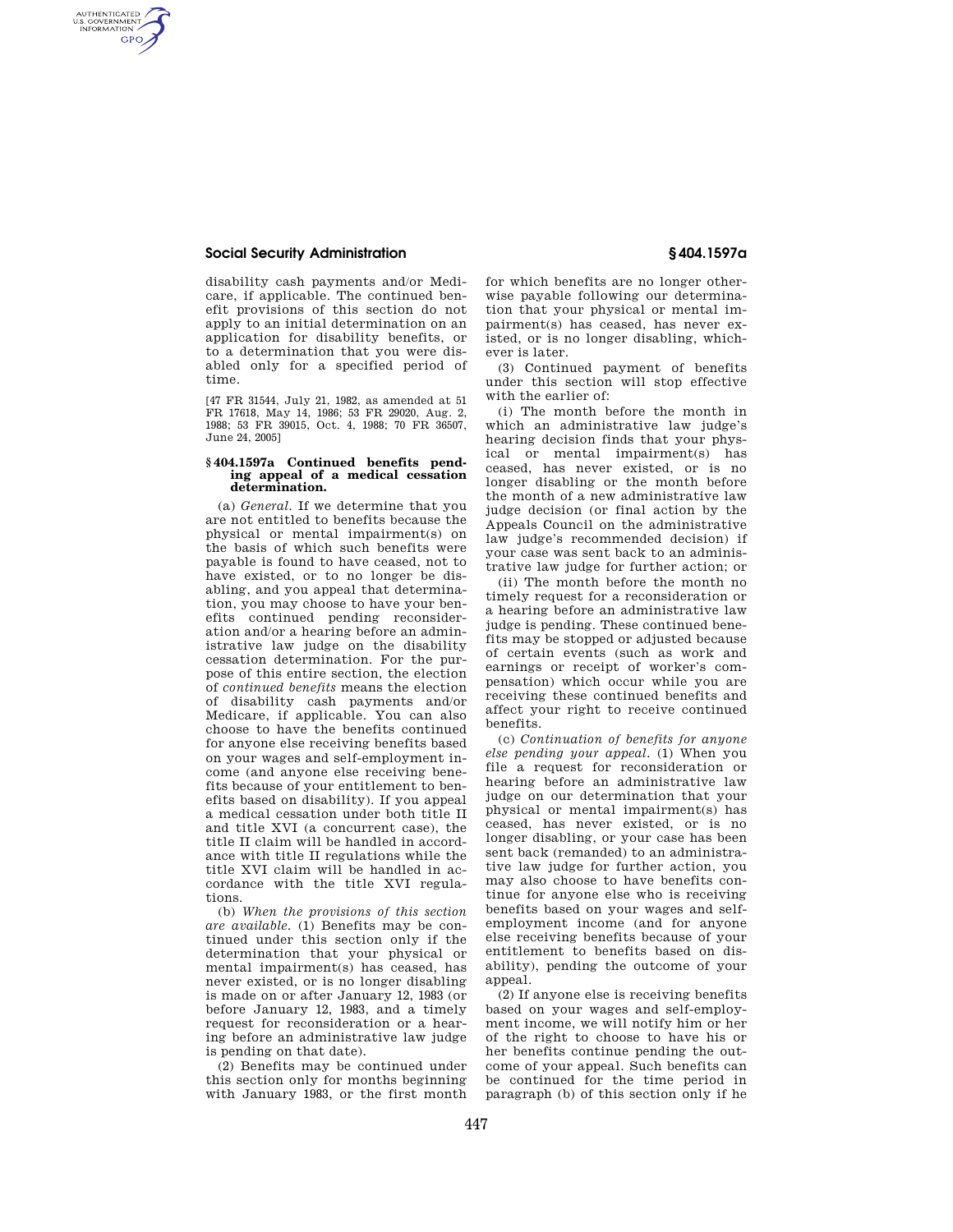disability cash payments and/or Medicare, if applicable. The continued benefit provisions of this section do not apply to an initial determination on an application for disability benefits, or to a determination that you were disabled only for a specified period of time.

[47 FR 31544, July 21, 1982, as amended at 51 FR 17618, May 14, 1986; 53 FR 29020, Aug. 2, 1988; 53 FR 39015, Oct. 4, 1988; 70 FR 36507, June 24, 2005]

### § 404.1597a Continued benefits pending appeal of a medical cessation determination.

(a) *General.* If we determine that you are not entitled to benefits because the physical or mental impairment(s) on the basis of which such benefits were payable is found to have ceased, not to have existed, or to no longer be disabling, and you appeal that determination, you may choose to have your benefits continued pending reconsideration and/or a hearing before an administrative law judge on the disability cessation determination. For the purpose of this entire section, the election of *continued benefits* means the election of disability cash payments and/or Medicare, if applicable. You can also choose to have the benefits continued for anyone else receiving benefits based on your wages and self-employment income (and anyone else receiving benefits because of your entitlement to benefits based on disability). If you appeal a medical cessation under both title II and title XVI (a concurrent case), the title II claim will be handled in accordance with title II regulations while the title XVI claim will be handled in accordance with the title XVI regulations.

(b) *When the provisions of this section are available.* (1) Benefits may be continued under this section only if the determination that your physical or mental impairment(s) has ceased, has never existed, or is no longer disabling is made on or after January 12, 1983 (or before January 12, 1983, and a timely request for reconsideration or a hearing before an administrative law judge is pending on that date).

(2) Benefits may be continued under this section only for months beginning with January 1983, or the first month for which benefits are no longer otherwise payable following our determination that your physical or mental impairment(s) has ceased, has never existed, or is no longer disabling, whichever is later.

(3) Continued payment of benefits under this section will stop effective with the earlier of:

(i) The month before the month in which an administrative law judge's hearing decision finds that your physical or mental impairment(s) has ceased, has never existed, or is no longer disabling or the month before the month of a new administrative law judge decision (or final action by the Appeals Council on the administrative law judge's recommended decision) if your case was sent back to an administrative law judge for further action; or

(ii) The month before the month no timely request for a reconsideration or a hearing before an administrative law judge is pending. These continued benefits may be stopped or adjusted because of certain events (such as work and earnings or receipt of worker's compensation) which occur while you are receiving these continued benefits and affect your right to receive continued benefits.

(c) *Continuation of benefits for anyone else pending your appeal.* (1) When you file a request for reconsideration or hearing before an administrative law judge on our determination that your physical or mental impairment(s) has ceased, has never existed, or is no longer disabling, or your case has been sent back (remanded) to an administrative law judge for further action, you may also choose to have benefits continue for anyone else who is receiving benefits based on your wages and self-employment income (and for anyone else receiving benefits because of your entitlement to benefits based on disability), pending the outcome of your appeal.

(2) If anyone else is receiving benefits based on your wages and self-employment income, we will notify him or her of the right to choose to have his or her benefits continue pending the outcome of your appeal. Such benefits can be continued for the time period in paragraph (b) of this section only if he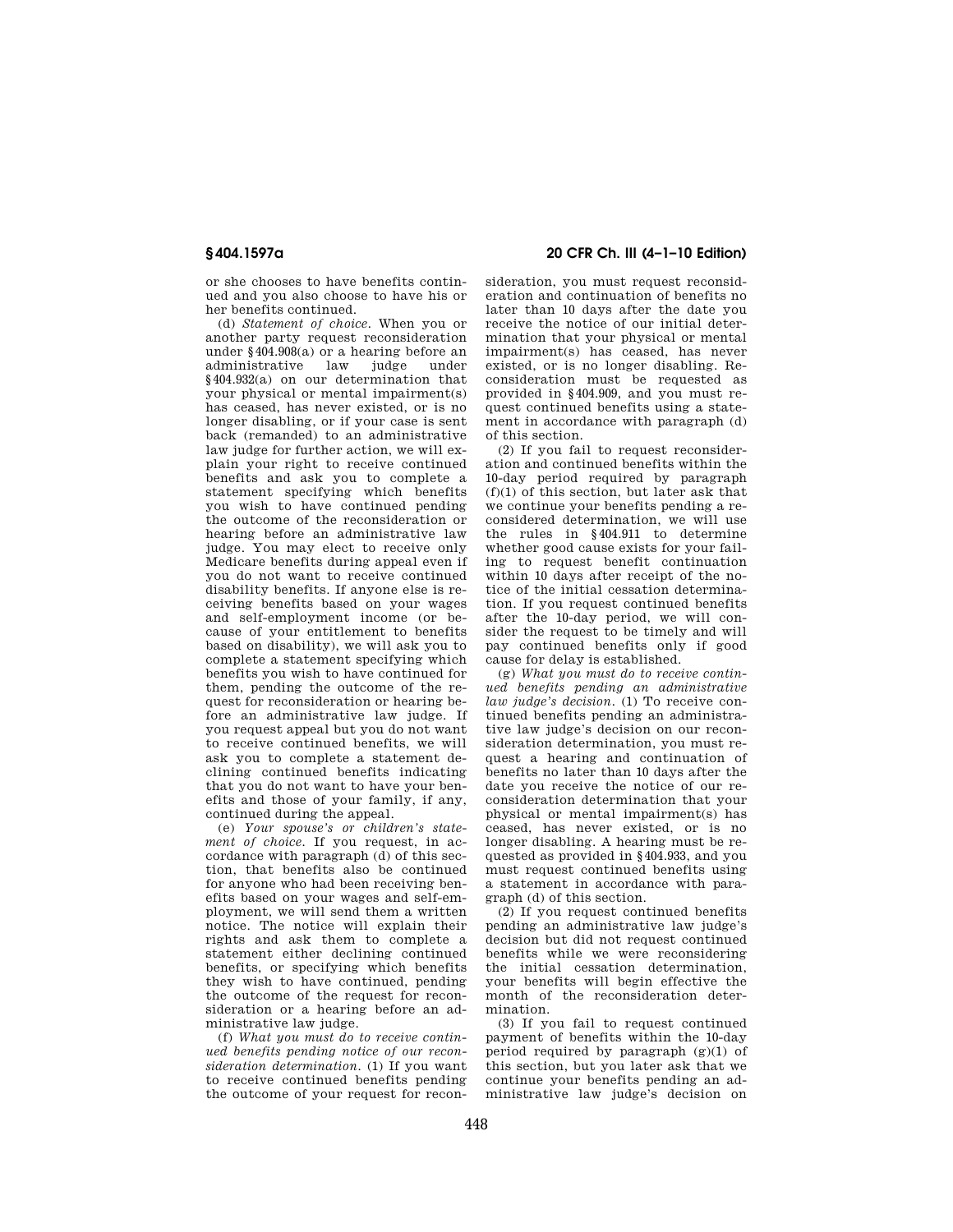or she chooses to have benefits continued and you also choose to have his or her benefits continued.

(d) *Statement of choice.* When you or another party request reconsideration under §404.908(a) or a hearing before an administrative law judge under §404.932(a) on our determination that your physical or mental impairment(s) has ceased, has never existed, or is no longer disabling, or if your case is sent back (remanded) to an administrative law judge for further action, we will explain your right to receive continued benefits and ask you to complete a statement specifying which benefits you wish to have continued pending the outcome of the reconsideration or hearing before an administrative law judge. You may elect to receive only Medicare benefits during appeal even if you do not want to receive continued disability benefits. If anyone else is receiving benefits based on your wages and self-employment income (or because of your entitlement to benefits based on disability), we will ask you to complete a statement specifying which benefits you wish to have continued for them, pending the outcome of the request for reconsideration or hearing before an administrative law judge. If you request appeal but you do not want to receive continued benefits, we will ask you to complete a statement declining continued benefits indicating that you do not want to have your benefits and those of your family, if any, continued during the appeal.

(e) *Your spouse's or children's statement of choice.* If you request, in accordance with paragraph (d) of this section, that benefits also be continued for anyone who had been receiving benefits based on your wages and self-employment, we will send them a written notice. The notice will explain their rights and ask them to complete a statement either declining continued benefits, or specifying which benefits they wish to have continued, pending the outcome of the request for reconsideration or a hearing before an administrative law judge.

(f) *What you must do to receive continued benefits pending notice of our reconsideration determination.* (1) If you want to receive continued benefits pending the outcome of your request for reconsideration, you must request reconsideration and continuation of benefits no later than 10 days after the date you receive the notice of our initial determination that your physical or mental impairment(s) has ceased, has never existed, or is no longer disabling. Reconsideration must be requested as provided in §404.909, and you must request continued benefits using a statement in accordance with paragraph (d) of this section.

(2) If you fail to request reconsideration and continued benefits within the 10-day period required by paragraph (f)(1) of this section, but later ask that we continue your benefits pending a reconsidered determination, we will use the rules in §404.911 to determine whether good cause exists for your failing to request benefit continuation within 10 days after receipt of the notice of the initial cessation determination. If you request continued benefits after the 10-day period, we will consider the request to be timely and will pay continued benefits only if good cause for delay is established.

(g) *What you must do to receive continued benefits pending an administrative law judge's decision.* (1) To receive continued benefits pending an administrative law judge's decision on our reconsideration determination, you must request a hearing and continuation of benefits no later than 10 days after the date you receive the notice of our reconsideration determination that your physical or mental impairment(s) has ceased, has never existed, or is no longer disabling. A hearing must be requested as provided in §404.933, and you must request continued benefits using a statement in accordance with paragraph (d) of this section.

(2) If you request continued benefits pending an administrative law judge's decision but did not request continued benefits while we were reconsidering the initial cessation determination, your benefits will begin effective the month of the reconsideration determination.

(3) If you fail to request continued payment of benefits within the 10-day period required by paragraph (g)(1) of this section, but you later ask that we continue your benefits pending an administrative law judge's decision on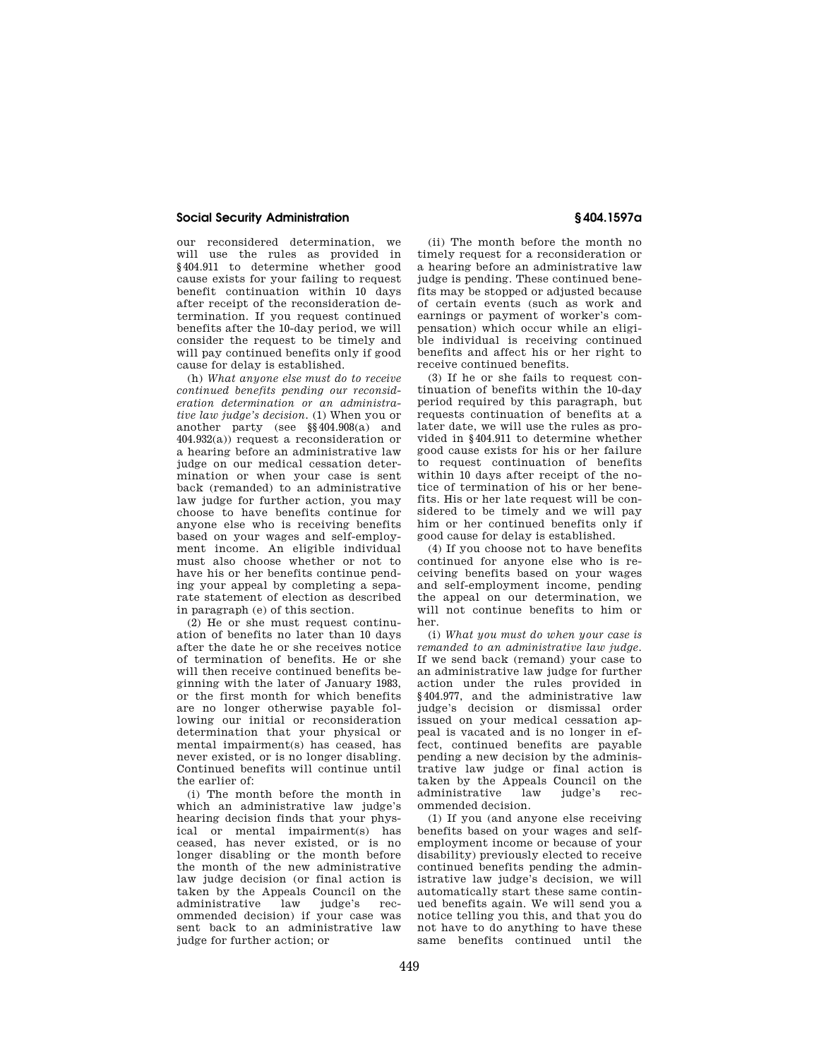our reconsidered determination, we will use the rules as provided in §404.911 to determine whether good cause exists for your failing to request benefit continuation within 10 days after receipt of the reconsideration determination. If you request continued benefits after the 10-day period, we will consider the request to be timely and will pay continued benefits only if good cause for delay is established.

(h) *What anyone else must do to receive continued benefits pending our reconsideration determination or an administrative law judge's decision.* (1) When you or another party (see §§404.908(a) and 404.932(a)) request a reconsideration or a hearing before an administrative law judge on our medical cessation determination or when your case is sent back (remanded) to an administrative law judge for further action, you may choose to have benefits continue for anyone else who is receiving benefits based on your wages and self-employment income. An eligible individual must also choose whether or not to have his or her benefits continue pending your appeal by completing a separate statement of election as described in paragraph (e) of this section.

(2) He or she must request continuation of benefits no later than 10 days after the date he or she receives notice of termination of benefits. He or she will then receive continued benefits beginning with the later of January 1983, or the first month for which benefits are no longer otherwise payable following our initial or reconsideration determination that your physical or mental impairment(s) has ceased, has never existed, or is no longer disabling. Continued benefits will continue until the earlier of:

(i) The month before the month in which an administrative law judge's hearing decision finds that your physical or mental impairment(s) has ceased, has never existed, or is no longer disabling or the month before the month of the new administrative law judge decision (or final action is taken by the Appeals Council on the administrative law judge's recommended decision) if your case was sent back to an administrative law judge for further action; or

(ii) The month before the month no timely request for a reconsideration or a hearing before an administrative law judge is pending. These continued benefits may be stopped or adjusted because of certain events (such as work and earnings or payment of worker's compensation) which occur while an eligible individual is receiving continued benefits and affect his or her right to receive continued benefits.

(3) If he or she fails to request continuation of benefits within the 10-day period required by this paragraph, but requests continuation of benefits at a later date, we will use the rules as provided in §404.911 to determine whether good cause exists for his or her failure to request continuation of benefits within 10 days after receipt of the notice of termination of his or her benefits. His or her late request will be considered to be timely and we will pay him or her continued benefits only if good cause for delay is established.

(4) If you choose not to have benefits continued for anyone else who is receiving benefits based on your wages and self-employment income, pending the appeal on our determination, we will not continue benefits to him or her.

(i) *What you must do when your case is remanded to an administrative law judge.* If we send back (remand) your case to an administrative law judge for further action under the rules provided in §404.977, and the administrative law judge's decision or dismissal order issued on your medical cessation appeal is vacated and is no longer in effect, continued benefits are payable pending a new decision by the administrative law judge or final action is taken by the Appeals Council on the administrative law judge's recommended decision.

(1) If you (and anyone else receiving benefits based on your wages and self-employment income or because of your disability) previously elected to receive continued benefits pending the administrative law judge's decision, we will automatically start these same continued benefits again. We will send you a notice telling you this, and that you do not have to do anything to have these same benefits continued until the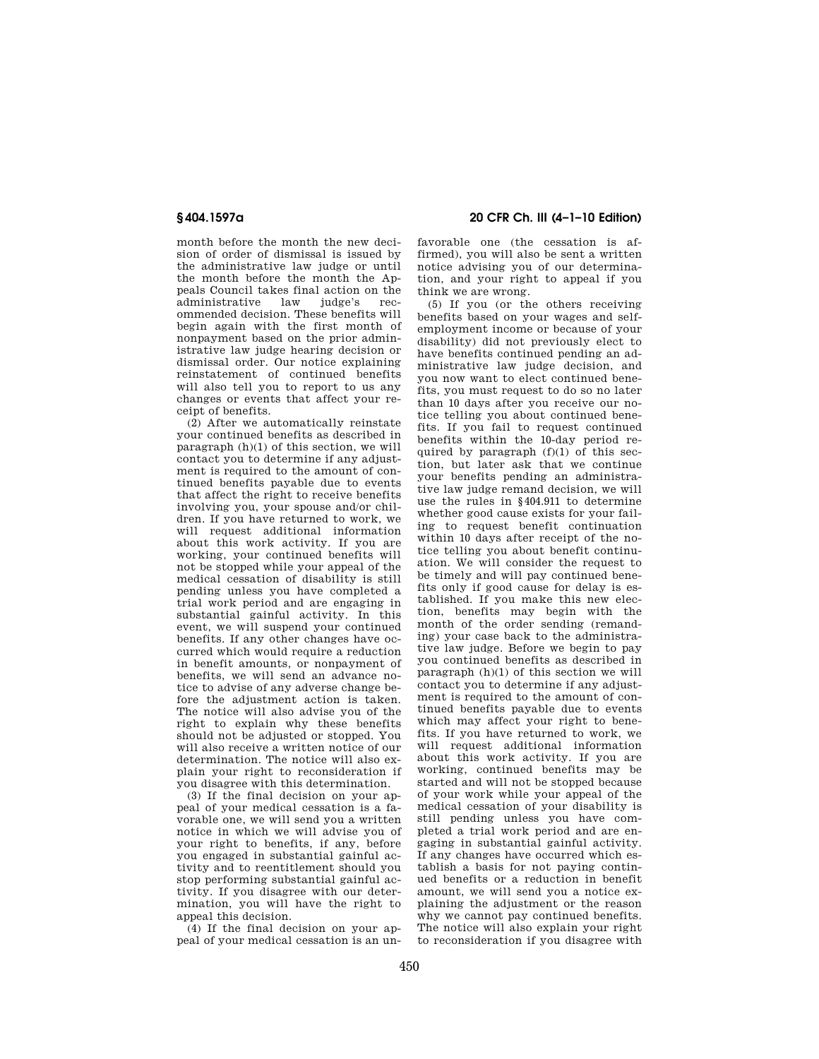month before the month the new decision of order of dismissal is issued by the administrative law judge or until the month before the month the Appeals Council takes final action on the administrative law judge's recommended decision. These benefits will begin again with the first month of nonpayment based on the prior administrative law judge hearing decision or dismissal order. Our notice explaining reinstatement of continued benefits will also tell you to report to us any changes or events that affect your receipt of benefits.

(2) After we automatically reinstate your continued benefits as described in paragraph (h)(1) of this section, we will contact you to determine if any adjustment is required to the amount of continued benefits payable due to events that affect the right to receive benefits involving you, your spouse and/or children. If you have returned to work, we will request additional information about this work activity. If you are working, your continued benefits will not be stopped while your appeal of the medical cessation of disability is still pending unless you have completed a trial work period and are engaging in substantial gainful activity. In this event, we will suspend your continued benefits. If any other changes have occurred which would require a reduction in benefit amounts, or nonpayment of benefits, we will send an advance notice to advise of any adverse change before the adjustment action is taken. The notice will also advise you of the right to explain why these benefits should not be adjusted or stopped. You will also receive a written notice of our determination. The notice will also explain your right to reconsideration if you disagree with this determination.

(3) If the final decision on your appeal of your medical cessation is a favorable one, we will send you a written notice in which we will advise you of your right to benefits, if any, before you engaged in substantial gainful activity and to reentitlement should you stop performing substantial gainful activity. If you disagree with our determination, you will have the right to appeal this decision.

(4) If the final decision on your appeal of your medical cessation is an unfavorable one (the cessation is affirmed), you will also be sent a written notice advising you of our determination, and your right to appeal if you think we are wrong.

(5) If you (or the others receiving benefits based on your wages and self-employment income or because of your disability) did not previously elect to have benefits continued pending an administrative law judge decision, and you now want to elect continued benefits, you must request to do so no later than 10 days after you receive our notice telling you about continued benefits. If you fail to request continued benefits within the 10-day period required by paragraph (f)(1) of this section, but later ask that we continue your benefits pending an administrative law judge remand decision, we will use the rules in §404.911 to determine whether good cause exists for your failing to request benefit continuation within 10 days after receipt of the notice telling you about benefit continuation. We will consider the request to be timely and will pay continued benefits only if good cause for delay is established. If you make this new election, benefits may begin with the month of the order sending (remanding) your case back to the administrative law judge. Before we begin to pay you continued benefits as described in paragraph (h)(1) of this section we will contact you to determine if any adjustment is required to the amount of continued benefits payable due to events which may affect your right to benefits. If you have returned to work, we will request additional information about this work activity. If you are working, continued benefits may be started and will not be stopped because of your work while your appeal of the medical cessation of your disability is still pending unless you have completed a trial work period and are engaging in substantial gainful activity. If any changes have occurred which establish a basis for not paying continued benefits or a reduction in benefit amount, we will send you a notice explaining the adjustment or the reason why we cannot pay continued benefits. The notice will also explain your right to reconsideration if you disagree with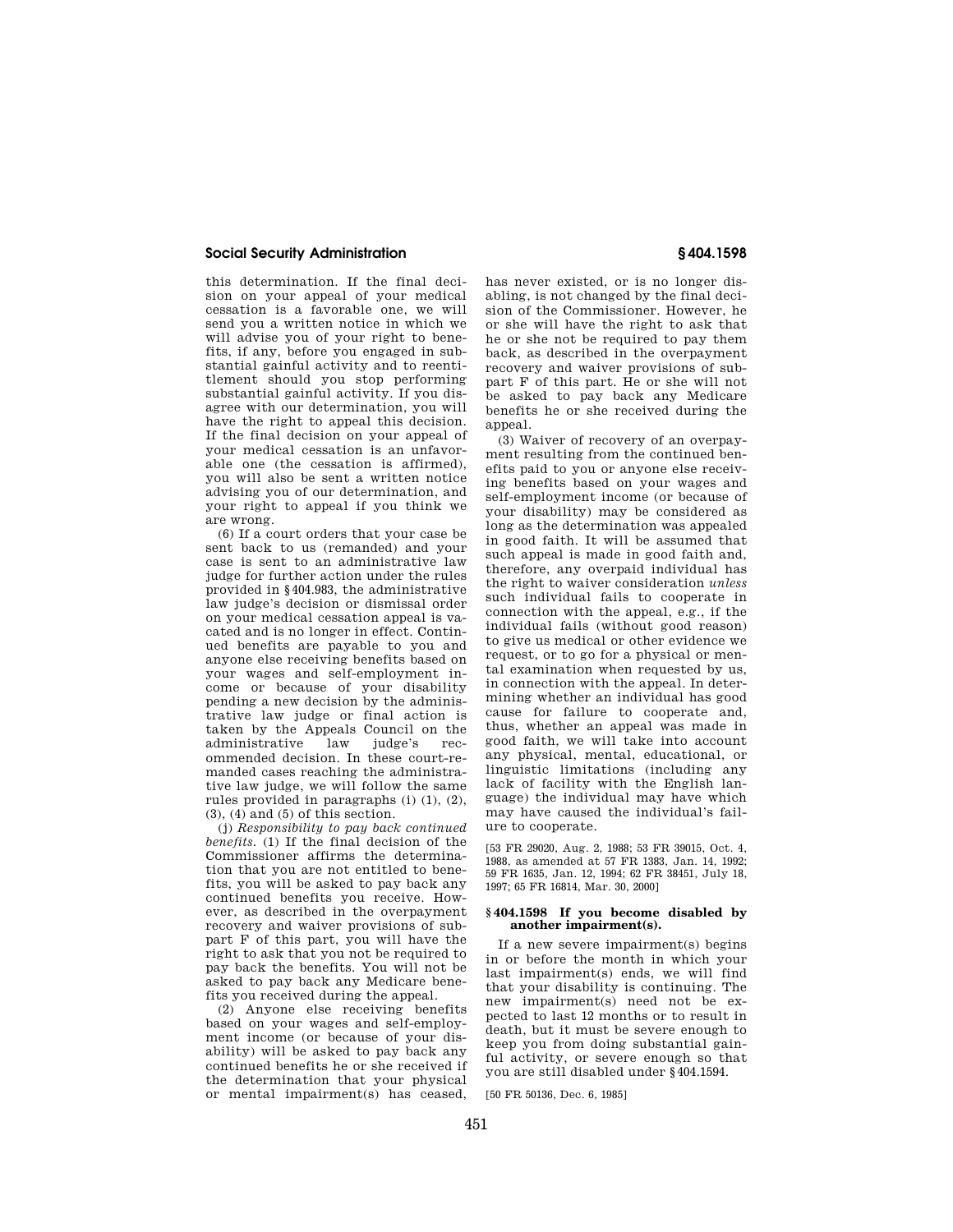this determination. If the final decision on your appeal of your medical cessation is a favorable one, we will send you a written notice in which we will advise you of your right to benefits, if any, before you engaged in substantial gainful activity and to reentitlement should you stop performing substantial gainful activity. If you disagree with our determination, you will have the right to appeal this decision. If the final decision on your appeal of your medical cessation is an unfavorable one (the cessation is affirmed), you will also be sent a written notice advising you of our determination, and your right to appeal if you think we are wrong.

(6) If a court orders that your case be sent back to us (remanded) and your case is sent to an administrative law judge for further action under the rules provided in §404.983, the administrative law judge's decision or dismissal order on your medical cessation appeal is vacated and is no longer in effect. Continued benefits are payable to you and anyone else receiving benefits based on your wages and self-employment income or because of your disability pending a new decision by the administrative law judge or final action is taken by the Appeals Council on the administrative law judge's recommended decision. In these court-remanded cases reaching the administrative law judge, we will follow the same rules provided in paragraphs (i) (1), (2), (3), (4) and (5) of this section.

(j) *Responsibility to pay back continued benefits.* (1) If the final decision of the Commissioner affirms the determination that you are not entitled to benefits, you will be asked to pay back any continued benefits you receive. However, as described in the overpayment recovery and waiver provisions of subpart F of this part, you will have the right to ask that you not be required to pay back the benefits. You will not be asked to pay back any Medicare benefits you received during the appeal.

(2) Anyone else receiving benefits based on your wages and self-employment income (or because of your disability) will be asked to pay back any continued benefits he or she received if the determination that your physical or mental impairment(s) has ceased, has never existed, or is no longer disabling, is not changed by the final decision of the Commissioner. However, he or she will have the right to ask that he or she not be required to pay them back, as described in the overpayment recovery and waiver provisions of subpart F of this part. He or she will not be asked to pay back any Medicare benefits he or she received during the appeal.

(3) Waiver of recovery of an overpayment resulting from the continued benefits paid to you or anyone else receiving benefits based on your wages and self-employment income (or because of your disability) may be considered as long as the determination was appealed in good faith. It will be assumed that such appeal is made in good faith and, therefore, any overpaid individual has the right to waiver consideration *unless* such individual fails to cooperate in connection with the appeal, e.g., if the individual fails (without good reason) to give us medical or other evidence we request, or to go for a physical or mental examination when requested by us, in connection with the appeal. In determining whether an individual has good cause for failure to cooperate and, thus, whether an appeal was made in good faith, we will take into account any physical, mental, educational, or linguistic limitations (including any lack of facility with the English language) the individual may have which may have caused the individual's failure to cooperate.

[53 FR 29020, Aug. 2, 1988; 53 FR 39015, Oct. 4, 1988, as amended at 57 FR 1383, Jan. 14, 1992; 59 FR 1635, Jan. 12, 1994; 62 FR 38451, July 18, 1997; 65 FR 16814, Mar. 30, 2000]

### §404.1598 If you become disabled by another impairment(s).

If a new severe impairment(s) begins in or before the month in which your last impairment(s) ends, we will find that your disability is continuing. The new impairment(s) need not be expected to last 12 months or to result in death, but it must be severe enough to keep you from doing substantial gainful activity, or severe enough so that you are still disabled under §404.1594.

[50 FR 50136, Dec. 6, 1985]